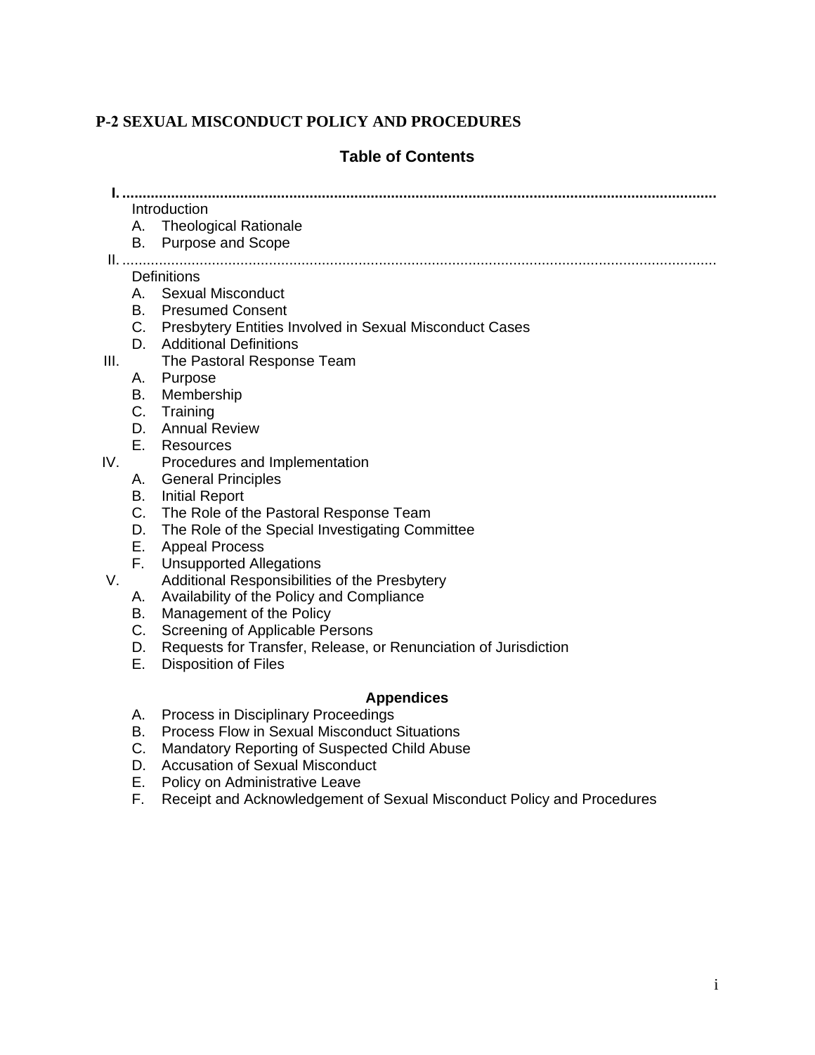**P-2 SEXUAL MISCONDUCT POLICY AND PROCEDURES**

## Table of Contents

I. Introduction
- A. Theological Rationale
- B. Purpose and Scope

II. Definitions
- A. Sexual Misconduct
- B. Presumed Consent
- C. Presbytery Entities Involved in Sexual Misconduct Cases
- D. Additional Definitions

III. The Pastoral Response Team
- A. Purpose
- B. Membership
- C. Training
- D. Annual Review
- E. Resources

IV. Procedures and Implementation
- A. General Principles
- B. Initial Report
- C. The Role of the Pastoral Response Team
- D. The Role of the Special Investigating Committee
- E. Appeal Process
- F. Unsupported Allegations

V. Additional Responsibilities of the Presbytery
- A. Availability of the Policy and Compliance
- B. Management of the Policy
- C. Screening of Applicable Persons
- D. Requests for Transfer, Release, or Renunciation of Jurisdiction
- E. Disposition of Files

### Appendices

- A. Process in Disciplinary Proceedings
- B. Process Flow in Sexual Misconduct Situations
- C. Mandatory Reporting of Suspected Child Abuse
- D. Accusation of Sexual Misconduct
- E. Policy on Administrative Leave
- F. Receipt and Acknowledgement of Sexual Misconduct Policy and Procedures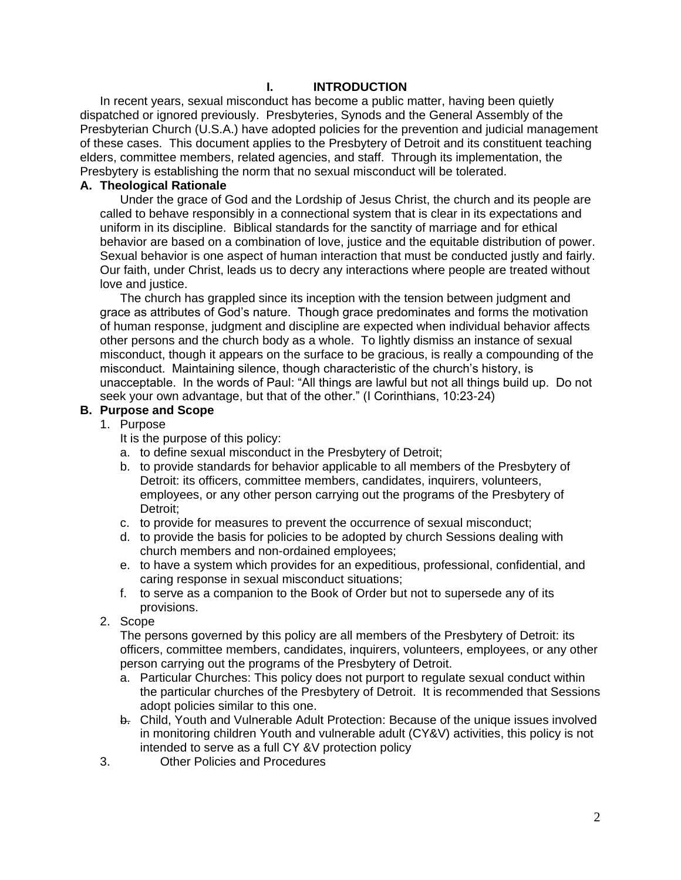# I. INTRODUCTION

In recent years, sexual misconduct has become a public matter, having been quietly dispatched or ignored previously. Presbyteries, Synods and the General Assembly of the Presbyterian Church (U.S.A.) have adopted policies for the prevention and judicial management of these cases. This document applies to the Presbytery of Detroit and its constituent teaching elders, committee members, related agencies, and staff. Through its implementation, the Presbytery is establishing the norm that no sexual misconduct will be tolerated.

## A. Theological Rationale

Under the grace of God and the Lordship of Jesus Christ, the church and its people are called to behave responsibly in a connectional system that is clear in its expectations and uniform in its discipline. Biblical standards for the sanctity of marriage and for ethical behavior are based on a combination of love, justice and the equitable distribution of power. Sexual behavior is one aspect of human interaction that must be conducted justly and fairly. Our faith, under Christ, leads us to decry any interactions where people are treated without love and justice.

The church has grappled since its inception with the tension between judgment and grace as attributes of God's nature. Though grace predominates and forms the motivation of human response, judgment and discipline are expected when individual behavior affects other persons and the church body as a whole. To lightly dismiss an instance of sexual misconduct, though it appears on the surface to be gracious, is really a compounding of the misconduct. Maintaining silence, though characteristic of the church's history, is unacceptable. In the words of Paul: "All things are lawful but not all things build up. Do not seek your own advantage, but that of the other." (I Corinthians, 10:23-24)

## B. Purpose and Scope

1. Purpose

   It is the purpose of this policy:

   a. to define sexual misconduct in the Presbytery of Detroit;
   b. to provide standards for behavior applicable to all members of the Presbytery of Detroit: its officers, committee members, candidates, inquirers, volunteers, employees, or any other person carrying out the programs of the Presbytery of Detroit;
   c. to provide for measures to prevent the occurrence of sexual misconduct;
   d. to provide the basis for policies to be adopted by church Sessions dealing with church members and non-ordained employees;
   e. to have a system which provides for an expeditious, professional, confidential, and caring response in sexual misconduct situations;
   f. to serve as a companion to the Book of Order but not to supersede any of its provisions.

2. Scope

   The persons governed by this policy are all members of the Presbytery of Detroit: its officers, committee members, candidates, inquirers, volunteers, employees, or any other person carrying out the programs of the Presbytery of Detroit.

   a. Particular Churches: This policy does not purport to regulate sexual conduct within the particular churches of the Presbytery of Detroit. It is recommended that Sessions adopt policies similar to this one.
   b. Child, Youth and Vulnerable Adult Protection: Because of the unique issues involved in monitoring children Youth and vulnerable adult (CY&V) activities, this policy is not intended to serve as a full CY &V protection policy

3. Other Policies and Procedures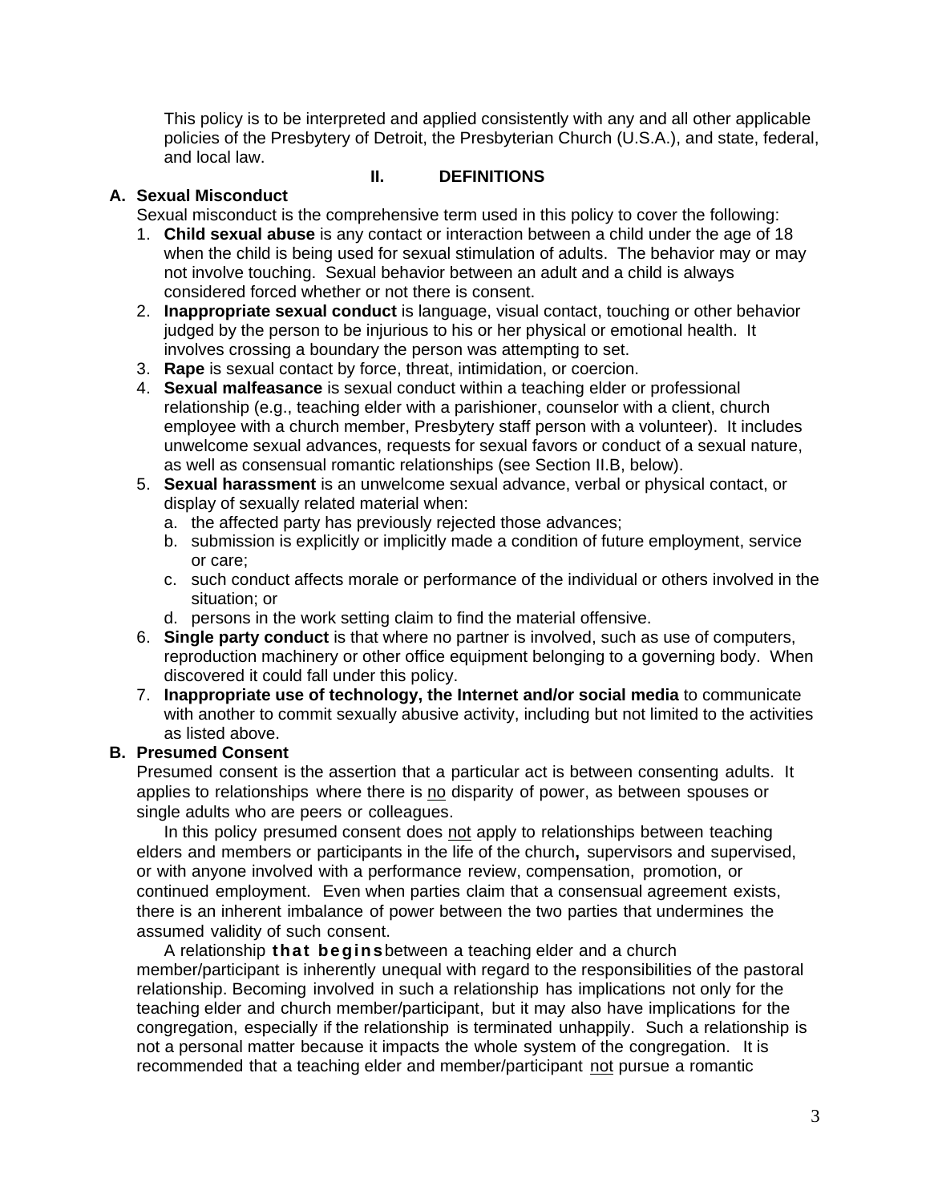This policy is to be interpreted and applied consistently with any and all other applicable policies of the Presbytery of Detroit, the Presbyterian Church (U.S.A.), and state, federal, and local law.

## II. DEFINITIONS

### A. Sexual Misconduct

Sexual misconduct is the comprehensive term used in this policy to cover the following:

1. **Child sexual abuse** is any contact or interaction between a child under the age of 18 when the child is being used for sexual stimulation of adults. The behavior may or may not involve touching. Sexual behavior between an adult and a child is always considered forced whether or not there is consent.
2. **Inappropriate sexual conduct** is language, visual contact, touching or other behavior judged by the person to be injurious to his or her physical or emotional health. It involves crossing a boundary the person was attempting to set.
3. **Rape** is sexual contact by force, threat, intimidation, or coercion.
4. **Sexual malfeasance** is sexual conduct within a teaching elder or professional relationship (e.g., teaching elder with a parishioner, counselor with a client, church employee with a church member, Presbytery staff person with a volunteer). It includes unwelcome sexual advances, requests for sexual favors or conduct of a sexual nature, as well as consensual romantic relationships (see Section II.B, below).
5. **Sexual harassment** is an unwelcome sexual advance, verbal or physical contact, or display of sexually related material when:
   a. the affected party has previously rejected those advances;
   b. submission is explicitly or implicitly made a condition of future employment, service or care;
   c. such conduct affects morale or performance of the individual or others involved in the situation; or
   d. persons in the work setting claim to find the material offensive.
6. **Single party conduct** is that where no partner is involved, such as use of computers, reproduction machinery or other office equipment belonging to a governing body. When discovered it could fall under this policy.
7. **Inappropriate use of technology, the Internet and/or social media** to communicate with another to commit sexually abusive activity, including but not limited to the activities as listed above.

### B. Presumed Consent

Presumed consent is the assertion that a particular act is between consenting adults. It applies to relationships where there is <u>no</u> disparity of power, as between spouses or single adults who are peers or colleagues.

In this policy presumed consent does <u>not</u> apply to relationships between teaching elders and members or participants in the life of the church**,** supervisors and supervised, or with anyone involved with a performance review, compensation, promotion, or continued employment. Even when parties claim that a consensual agreement exists, there is an inherent imbalance of power between the two parties that undermines the assumed validity of such consent.

A relationship **that begins** between a teaching elder and a church member/participant is inherently unequal with regard to the responsibilities of the pastoral relationship. Becoming involved in such a relationship has implications not only for the teaching elder and church member/participant, but it may also have implications for the congregation, especially if the relationship is terminated unhappily. Such a relationship is not a personal matter because it impacts the whole system of the congregation. It is recommended that a teaching elder and member/participant <u>not</u> pursue a romantic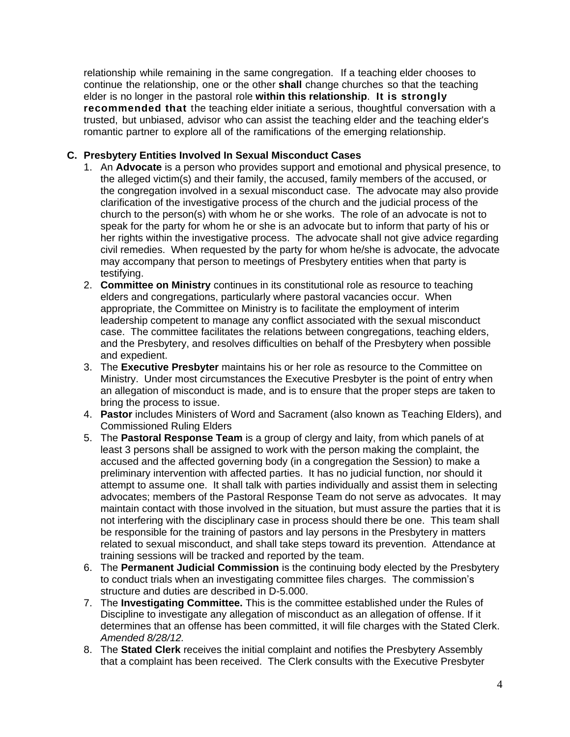relationship while remaining in the same congregation. If a teaching elder chooses to continue the relationship, one or the other **shall** change churches so that the teaching elder is no longer in the pastoral role **within this relationship**. **It is strongly recommended that** the teaching elder initiate a serious, thoughtful conversation with a trusted, but unbiased, advisor who can assist the teaching elder and the teaching elder's romantic partner to explore all of the ramifications of the emerging relationship.

### C. Presbytery Entities Involved In Sexual Misconduct Cases

1. An **Advocate** is a person who provides support and emotional and physical presence, to the alleged victim(s) and their family, the accused, family members of the accused, or the congregation involved in a sexual misconduct case. The advocate may also provide clarification of the investigative process of the church and the judicial process of the church to the person(s) with whom he or she works. The role of an advocate is not to speak for the party for whom he or she is an advocate but to inform that party of his or her rights within the investigative process. The advocate shall not give advice regarding civil remedies. When requested by the party for whom he/she is advocate, the advocate may accompany that person to meetings of Presbytery entities when that party is testifying.
2. **Committee on Ministry** continues in its constitutional role as resource to teaching elders and congregations, particularly where pastoral vacancies occur. When appropriate, the Committee on Ministry is to facilitate the employment of interim leadership competent to manage any conflict associated with the sexual misconduct case. The committee facilitates the relations between congregations, teaching elders, and the Presbytery, and resolves difficulties on behalf of the Presbytery when possible and expedient.
3. The **Executive Presbyter** maintains his or her role as resource to the Committee on Ministry. Under most circumstances the Executive Presbyter is the point of entry when an allegation of misconduct is made, and is to ensure that the proper steps are taken to bring the process to issue.
4. **Pastor** includes Ministers of Word and Sacrament (also known as Teaching Elders), and Commissioned Ruling Elders
5. The **Pastoral Response Team** is a group of clergy and laity, from which panels of at least 3 persons shall be assigned to work with the person making the complaint, the accused and the affected governing body (in a congregation the Session) to make a preliminary intervention with affected parties. It has no judicial function, nor should it attempt to assume one. It shall talk with parties individually and assist them in selecting advocates; members of the Pastoral Response Team do not serve as advocates. It may maintain contact with those involved in the situation, but must assure the parties that it is not interfering with the disciplinary case in process should there be one. This team shall be responsible for the training of pastors and lay persons in the Presbytery in matters related to sexual misconduct, and shall take steps toward its prevention. Attendance at training sessions will be tracked and reported by the team.
6. The **Permanent Judicial Commission** is the continuing body elected by the Presbytery to conduct trials when an investigating committee files charges. The commission's structure and duties are described in D-5.000.
7. The **Investigating Committee.** This is the committee established under the Rules of Discipline to investigate any allegation of misconduct as an allegation of offense. If it determines that an offense has been committed, it will file charges with the Stated Clerk. *Amended 8/28/12.*
8. The **Stated Clerk** receives the initial complaint and notifies the Presbytery Assembly that a complaint has been received. The Clerk consults with the Executive Presbyter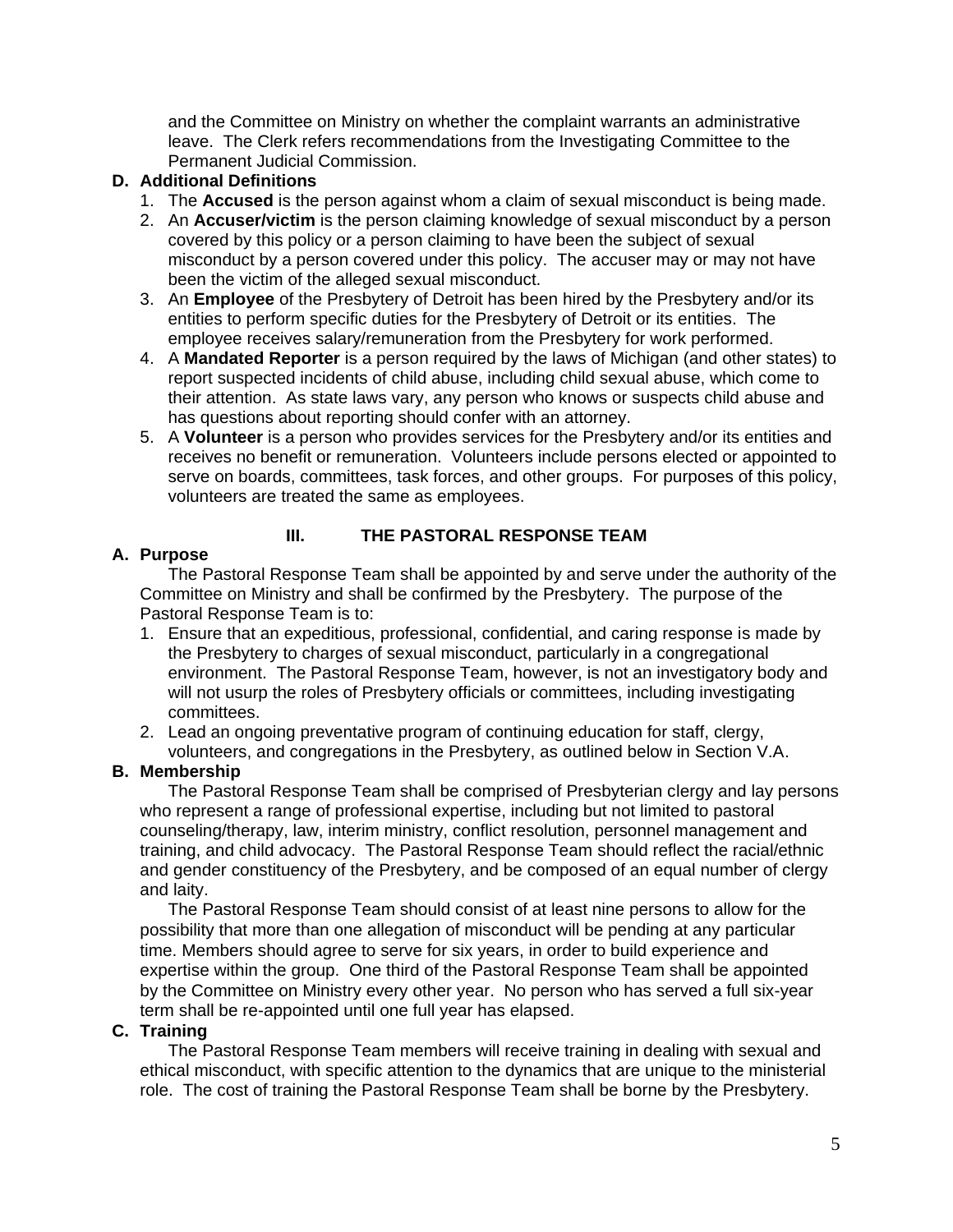and the Committee on Ministry on whether the complaint warrants an administrative leave. The Clerk refers recommendations from the Investigating Committee to the Permanent Judicial Commission.

**D. Additional Definitions**

1. The **Accused** is the person against whom a claim of sexual misconduct is being made.
2. An **Accuser/victim** is the person claiming knowledge of sexual misconduct by a person covered by this policy or a person claiming to have been the subject of sexual misconduct by a person covered under this policy. The accuser may or may not have been the victim of the alleged sexual misconduct.
3. An **Employee** of the Presbytery of Detroit has been hired by the Presbytery and/or its entities to perform specific duties for the Presbytery of Detroit or its entities. The employee receives salary/remuneration from the Presbytery for work performed.
4. A **Mandated Reporter** is a person required by the laws of Michigan (and other states) to report suspected incidents of child abuse, including child sexual abuse, which come to their attention. As state laws vary, any person who knows or suspects child abuse and has questions about reporting should confer with an attorney.
5. A **Volunteer** is a person who provides services for the Presbytery and/or its entities and receives no benefit or remuneration. Volunteers include persons elected or appointed to serve on boards, committees, task forces, and other groups. For purposes of this policy, volunteers are treated the same as employees.

## III. THE PASTORAL RESPONSE TEAM

**A. Purpose**

The Pastoral Response Team shall be appointed by and serve under the authority of the Committee on Ministry and shall be confirmed by the Presbytery. The purpose of the Pastoral Response Team is to:

1. Ensure that an expeditious, professional, confidential, and caring response is made by the Presbytery to charges of sexual misconduct, particularly in a congregational environment. The Pastoral Response Team, however, is not an investigatory body and will not usurp the roles of Presbytery officials or committees, including investigating committees.
2. Lead an ongoing preventative program of continuing education for staff, clergy, volunteers, and congregations in the Presbytery, as outlined below in Section V.A.

**B. Membership**

The Pastoral Response Team shall be comprised of Presbyterian clergy and lay persons who represent a range of professional expertise, including but not limited to pastoral counseling/therapy, law, interim ministry, conflict resolution, personnel management and training, and child advocacy. The Pastoral Response Team should reflect the racial/ethnic and gender constituency of the Presbytery, and be composed of an equal number of clergy and laity.

The Pastoral Response Team should consist of at least nine persons to allow for the possibility that more than one allegation of misconduct will be pending at any particular time. Members should agree to serve for six years, in order to build experience and expertise within the group. One third of the Pastoral Response Team shall be appointed by the Committee on Ministry every other year. No person who has served a full six-year term shall be re-appointed until one full year has elapsed.

**C. Training**

The Pastoral Response Team members will receive training in dealing with sexual and ethical misconduct, with specific attention to the dynamics that are unique to the ministerial role. The cost of training the Pastoral Response Team shall be borne by the Presbytery.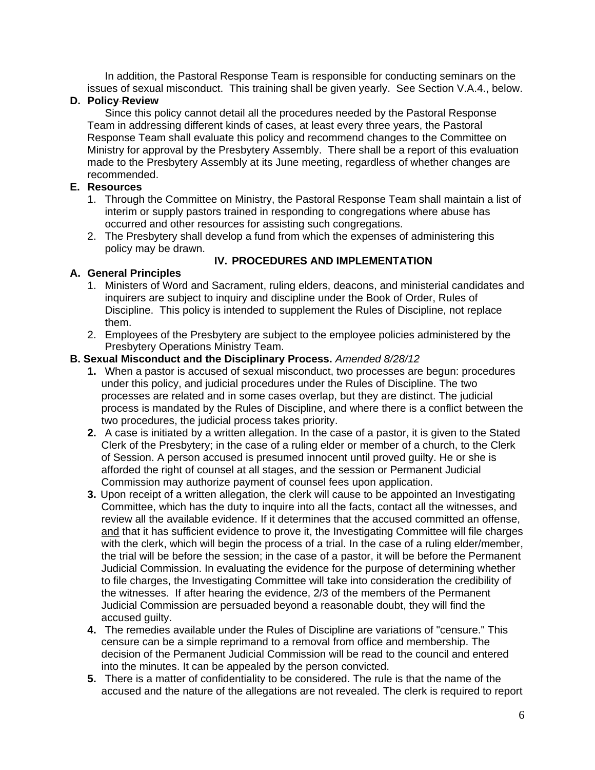In addition, the Pastoral Response Team is responsible for conducting seminars on the issues of sexual misconduct. This training shall be given yearly. See Section V.A.4., below.

**D. Policy Review**

Since this policy cannot detail all the procedures needed by the Pastoral Response Team in addressing different kinds of cases, at least every three years, the Pastoral Response Team shall evaluate this policy and recommend changes to the Committee on Ministry for approval by the Presbytery Assembly. There shall be a report of this evaluation made to the Presbytery Assembly at its June meeting, regardless of whether changes are recommended.

**E. Resources**

1. Through the Committee on Ministry, the Pastoral Response Team shall maintain a list of interim or supply pastors trained in responding to congregations where abuse has occurred and other resources for assisting such congregations.
2. The Presbytery shall develop a fund from which the expenses of administering this policy may be drawn.

## IV. PROCEDURES AND IMPLEMENTATION

**A. General Principles**

1. Ministers of Word and Sacrament, ruling elders, deacons, and ministerial candidates and inquirers are subject to inquiry and discipline under the Book of Order, Rules of Discipline. This policy is intended to supplement the Rules of Discipline, not replace them.
2. Employees of the Presbytery are subject to the employee policies administered by the Presbytery Operations Ministry Team.

**B. Sexual Misconduct and the Disciplinary Process.** *Amended 8/28/12*

1. When a pastor is accused of sexual misconduct, two processes are begun: procedures under this policy, and judicial procedures under the Rules of Discipline. The two processes are related and in some cases overlap, but they are distinct. The judicial process is mandated by the Rules of Discipline, and where there is a conflict between the two procedures, the judicial process takes priority.
2. A case is initiated by a written allegation. In the case of a pastor, it is given to the Stated Clerk of the Presbytery; in the case of a ruling elder or member of a church, to the Clerk of Session. A person accused is presumed innocent until proved guilty. He or she is afforded the right of counsel at all stages, and the session or Permanent Judicial Commission may authorize payment of counsel fees upon application.
3. Upon receipt of a written allegation, the clerk will cause to be appointed an Investigating Committee, which has the duty to inquire into all the facts, contact all the witnesses, and review all the available evidence. If it determines that the accused committed an offense, <u>and</u> that it has sufficient evidence to prove it, the Investigating Committee will file charges with the clerk, which will begin the process of a trial. In the case of a ruling elder/member, the trial will be before the session; in the case of a pastor, it will be before the Permanent Judicial Commission. In evaluating the evidence for the purpose of determining whether to file charges, the Investigating Committee will take into consideration the credibility of the witnesses. If after hearing the evidence, 2/3 of the members of the Permanent Judicial Commission are persuaded beyond a reasonable doubt, they will find the accused guilty.
4. The remedies available under the Rules of Discipline are variations of "censure." This censure can be a simple reprimand to a removal from office and membership. The decision of the Permanent Judicial Commission will be read to the council and entered into the minutes. It can be appealed by the person convicted.
5. There is a matter of confidentiality to be considered. The rule is that the name of the accused and the nature of the allegations are not revealed. The clerk is required to report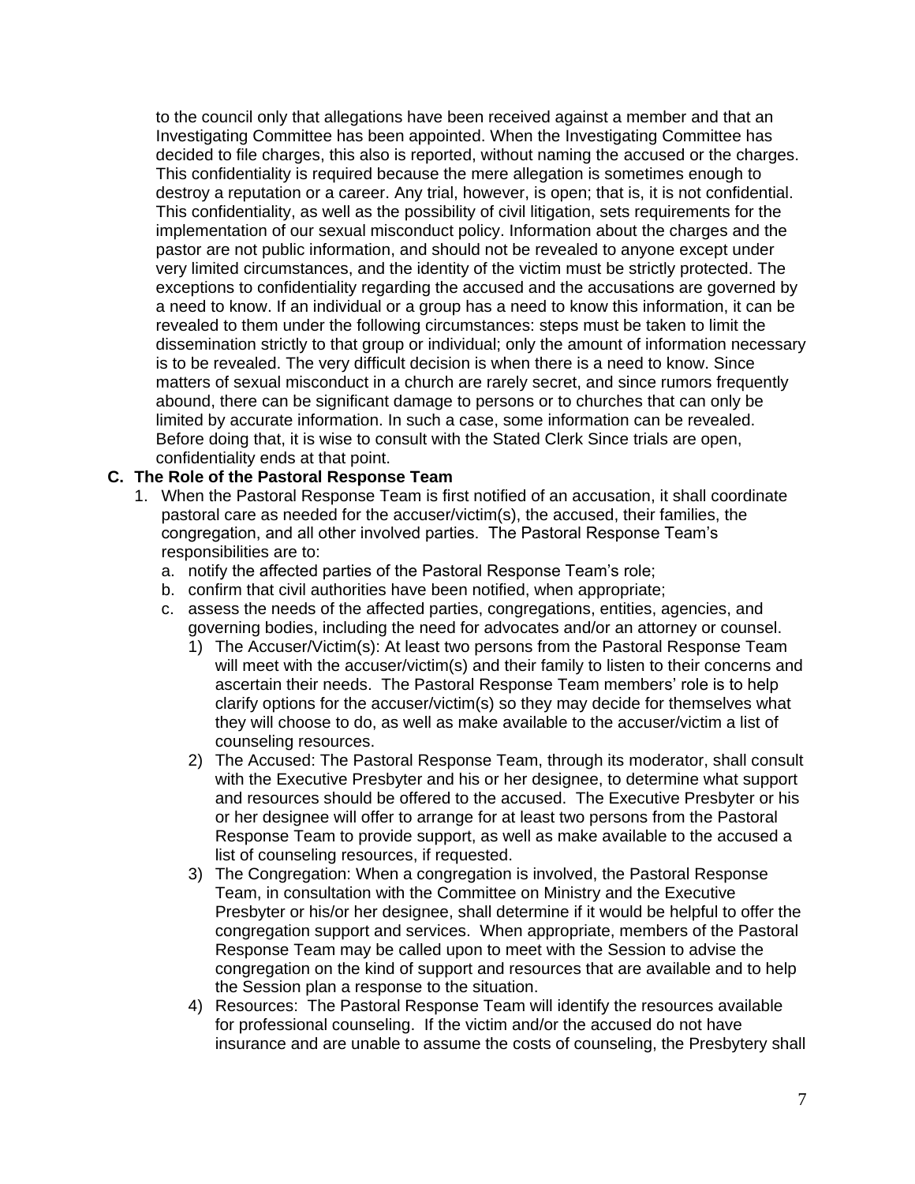to the council only that allegations have been received against a member and that an Investigating Committee has been appointed. When the Investigating Committee has decided to file charges, this also is reported, without naming the accused or the charges. This confidentiality is required because the mere allegation is sometimes enough to destroy a reputation or a career. Any trial, however, is open; that is, it is not confidential. This confidentiality, as well as the possibility of civil litigation, sets requirements for the implementation of our sexual misconduct policy. Information about the charges and the pastor are not public information, and should not be revealed to anyone except under very limited circumstances, and the identity of the victim must be strictly protected. The exceptions to confidentiality regarding the accused and the accusations are governed by a need to know. If an individual or a group has a need to know this information, it can be revealed to them under the following circumstances: steps must be taken to limit the dissemination strictly to that group or individual; only the amount of information necessary is to be revealed. The very difficult decision is when there is a need to know. Since matters of sexual misconduct in a church are rarely secret, and since rumors frequently abound, there can be significant damage to persons or to churches that can only be limited by accurate information. In such a case, some information can be revealed. Before doing that, it is wise to consult with the Stated Clerk Since trials are open, confidentiality ends at that point.

**C. The Role of the Pastoral Response Team**

1. When the Pastoral Response Team is first notified of an accusation, it shall coordinate pastoral care as needed for the accuser/victim(s), the accused, their families, the congregation, and all other involved parties. The Pastoral Response Team's responsibilities are to:
   a. notify the affected parties of the Pastoral Response Team's role;
   b. confirm that civil authorities have been notified, when appropriate;
   c. assess the needs of the affected parties, congregations, entities, agencies, and governing bodies, including the need for advocates and/or an attorney or counsel.
      1) The Accuser/Victim(s): At least two persons from the Pastoral Response Team will meet with the accuser/victim(s) and their family to listen to their concerns and ascertain their needs. The Pastoral Response Team members' role is to help clarify options for the accuser/victim(s) so they may decide for themselves what they will choose to do, as well as make available to the accuser/victim a list of counseling resources.
      2) The Accused: The Pastoral Response Team, through its moderator, shall consult with the Executive Presbyter and his or her designee, to determine what support and resources should be offered to the accused. The Executive Presbyter or his or her designee will offer to arrange for at least two persons from the Pastoral Response Team to provide support, as well as make available to the accused a list of counseling resources, if requested.
      3) The Congregation: When a congregation is involved, the Pastoral Response Team, in consultation with the Committee on Ministry and the Executive Presbyter or his/her designee, shall determine if it would be helpful to offer the congregation support and services. When appropriate, members of the Pastoral Response Team may be called upon to meet with the Session to advise the congregation on the kind of support and resources that are available and to help the Session plan a response to the situation.
      4) Resources: The Pastoral Response Team will identify the resources available for professional counseling. If the victim and/or the accused do not have insurance and are unable to assume the costs of counseling, the Presbytery shall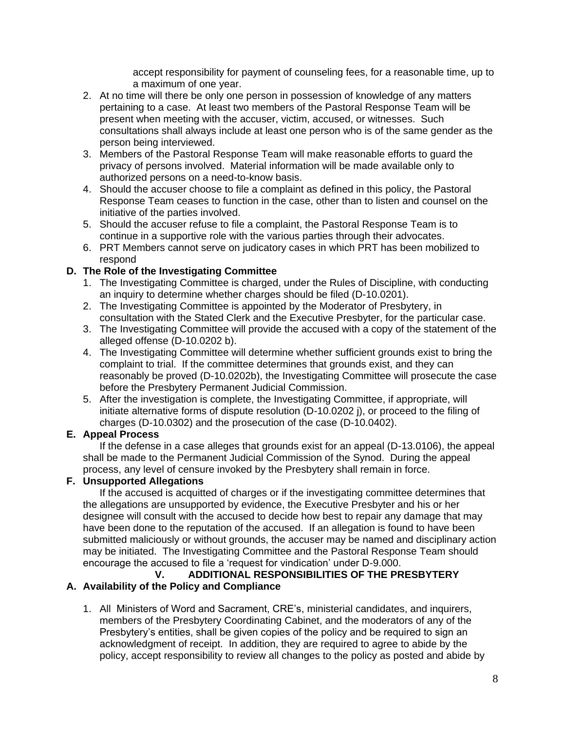accept responsibility for payment of counseling fees, for a reasonable time, up to a maximum of one year.

2. At no time will there be only one person in possession of knowledge of any matters pertaining to a case. At least two members of the Pastoral Response Team will be present when meeting with the accuser, victim, accused, or witnesses. Such consultations shall always include at least one person who is of the same gender as the person being interviewed.
3. Members of the Pastoral Response Team will make reasonable efforts to guard the privacy of persons involved. Material information will be made available only to authorized persons on a need-to-know basis.
4. Should the accuser choose to file a complaint as defined in this policy, the Pastoral Response Team ceases to function in the case, other than to listen and counsel on the initiative of the parties involved.
5. Should the accuser refuse to file a complaint, the Pastoral Response Team is to continue in a supportive role with the various parties through their advocates.
6. PRT Members cannot serve on judicatory cases in which PRT has been mobilized to respond

### D. The Role of the Investigating Committee

1. The Investigating Committee is charged, under the Rules of Discipline, with conducting an inquiry to determine whether charges should be filed (D-10.0201).
2. The Investigating Committee is appointed by the Moderator of Presbytery, in consultation with the Stated Clerk and the Executive Presbyter, for the particular case.
3. The Investigating Committee will provide the accused with a copy of the statement of the alleged offense (D-10.0202 b).
4. The Investigating Committee will determine whether sufficient grounds exist to bring the complaint to trial. If the committee determines that grounds exist, and they can reasonably be proved (D-10.0202b), the Investigating Committee will prosecute the case before the Presbytery Permanent Judicial Commission.
5. After the investigation is complete, the Investigating Committee, if appropriate, will initiate alternative forms of dispute resolution (D-10.0202 j), or proceed to the filing of charges (D-10.0302) and the prosecution of the case (D-10.0402).

### E. Appeal Process

If the defense in a case alleges that grounds exist for an appeal (D-13.0106), the appeal shall be made to the Permanent Judicial Commission of the Synod. During the appeal process, any level of censure invoked by the Presbytery shall remain in force.

### F. Unsupported Allegations

If the accused is acquitted of charges or if the investigating committee determines that the allegations are unsupported by evidence, the Executive Presbyter and his or her designee will consult with the accused to decide how best to repair any damage that may have been done to the reputation of the accused. If an allegation is found to have been submitted maliciously or without grounds, the accuser may be named and disciplinary action may be initiated. The Investigating Committee and the Pastoral Response Team should encourage the accused to file a 'request for vindication' under D-9.000.

## V. ADDITIONAL RESPONSIBILITIES OF THE PRESBYTERY

### A. Availability of the Policy and Compliance

1. All Ministers of Word and Sacrament, CRE's, ministerial candidates, and inquirers, members of the Presbytery Coordinating Cabinet, and the moderators of any of the Presbytery's entities, shall be given copies of the policy and be required to sign an acknowledgment of receipt. In addition, they are required to agree to abide by the policy, accept responsibility to review all changes to the policy as posted and abide by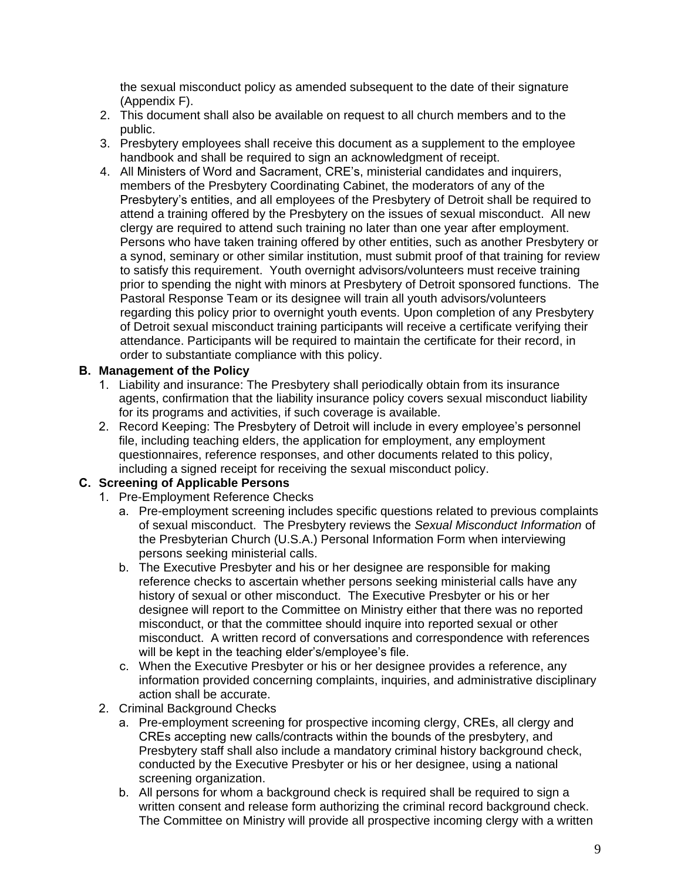the sexual misconduct policy as amended subsequent to the date of their signature (Appendix F).

2. This document shall also be available on request to all church members and to the public.
3. Presbytery employees shall receive this document as a supplement to the employee handbook and shall be required to sign an acknowledgment of receipt.
4. All Ministers of Word and Sacrament, CRE's, ministerial candidates and inquirers, members of the Presbytery Coordinating Cabinet, the moderators of any of the Presbytery's entities, and all employees of the Presbytery of Detroit shall be required to attend a training offered by the Presbytery on the issues of sexual misconduct. All new clergy are required to attend such training no later than one year after employment. Persons who have taken training offered by other entities, such as another Presbytery or a synod, seminary or other similar institution, must submit proof of that training for review to satisfy this requirement. Youth overnight advisors/volunteers must receive training prior to spending the night with minors at Presbytery of Detroit sponsored functions. The Pastoral Response Team or its designee will train all youth advisors/volunteers regarding this policy prior to overnight youth events. Upon completion of any Presbytery of Detroit sexual misconduct training participants will receive a certificate verifying their attendance. Participants will be required to maintain the certificate for their record, in order to substantiate compliance with this policy.

**B. Management of the Policy**

1. Liability and insurance: The Presbytery shall periodically obtain from its insurance agents, confirmation that the liability insurance policy covers sexual misconduct liability for its programs and activities, if such coverage is available.
2. Record Keeping: The Presbytery of Detroit will include in every employee's personnel file, including teaching elders, the application for employment, any employment questionnaires, reference responses, and other documents related to this policy, including a signed receipt for receiving the sexual misconduct policy.

**C. Screening of Applicable Persons**

1. Pre-Employment Reference Checks
   a. Pre-employment screening includes specific questions related to previous complaints of sexual misconduct. The Presbytery reviews the *Sexual Misconduct Information* of the Presbyterian Church (U.S.A.) Personal Information Form when interviewing persons seeking ministerial calls.
   b. The Executive Presbyter and his or her designee are responsible for making reference checks to ascertain whether persons seeking ministerial calls have any history of sexual or other misconduct. The Executive Presbyter or his or her designee will report to the Committee on Ministry either that there was no reported misconduct, or that the committee should inquire into reported sexual or other misconduct. A written record of conversations and correspondence with references will be kept in the teaching elder's/employee's file.
   c. When the Executive Presbyter or his or her designee provides a reference, any information provided concerning complaints, inquiries, and administrative disciplinary action shall be accurate.
2. Criminal Background Checks
   a. Pre-employment screening for prospective incoming clergy, CREs, all clergy and CREs accepting new calls/contracts within the bounds of the presbytery, and Presbytery staff shall also include a mandatory criminal history background check, conducted by the Executive Presbyter or his or her designee, using a national screening organization.
   b. All persons for whom a background check is required shall be required to sign a written consent and release form authorizing the criminal record background check. The Committee on Ministry will provide all prospective incoming clergy with a written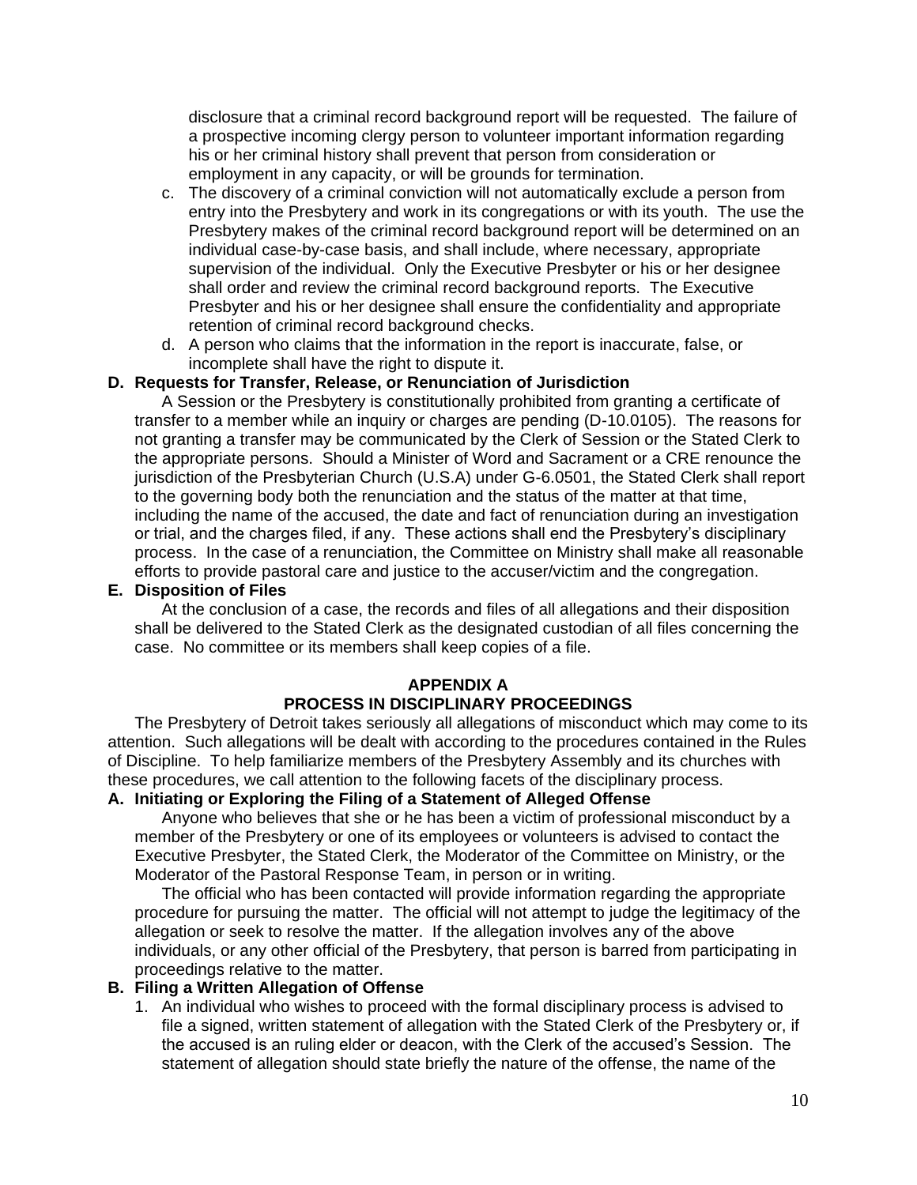disclosure that a criminal record background report will be requested. The failure of a prospective incoming clergy person to volunteer important information regarding his or her criminal history shall prevent that person from consideration or employment in any capacity, or will be grounds for termination.

c. The discovery of a criminal conviction will not automatically exclude a person from entry into the Presbytery and work in its congregations or with its youth. The use the Presbytery makes of the criminal record background report will be determined on an individual case-by-case basis, and shall include, where necessary, appropriate supervision of the individual. Only the Executive Presbyter or his or her designee shall order and review the criminal record background reports. The Executive Presbyter and his or her designee shall ensure the confidentiality and appropriate retention of criminal record background checks.

d. A person who claims that the information in the report is inaccurate, false, or incomplete shall have the right to dispute it.

**D. Requests for Transfer, Release, or Renunciation of Jurisdiction**

A Session or the Presbytery is constitutionally prohibited from granting a certificate of transfer to a member while an inquiry or charges are pending (D-10.0105). The reasons for not granting a transfer may be communicated by the Clerk of Session or the Stated Clerk to the appropriate persons. Should a Minister of Word and Sacrament or a CRE renounce the jurisdiction of the Presbyterian Church (U.S.A) under G-6.0501, the Stated Clerk shall report to the governing body both the renunciation and the status of the matter at that time, including the name of the accused, the date and fact of renunciation during an investigation or trial, and the charges filed, if any. These actions shall end the Presbytery's disciplinary process. In the case of a renunciation, the Committee on Ministry shall make all reasonable efforts to provide pastoral care and justice to the accuser/victim and the congregation.

**E. Disposition of Files**

At the conclusion of a case, the records and files of all allegations and their disposition shall be delivered to the Stated Clerk as the designated custodian of all files concerning the case. No committee or its members shall keep copies of a file.

## APPENDIX A
## PROCESS IN DISCIPLINARY PROCEEDINGS

The Presbytery of Detroit takes seriously all allegations of misconduct which may come to its attention. Such allegations will be dealt with according to the procedures contained in the Rules of Discipline. To help familiarize members of the Presbytery Assembly and its churches with these procedures, we call attention to the following facets of the disciplinary process.

**A. Initiating or Exploring the Filing of a Statement of Alleged Offense**

Anyone who believes that she or he has been a victim of professional misconduct by a member of the Presbytery or one of its employees or volunteers is advised to contact the Executive Presbyter, the Stated Clerk, the Moderator of the Committee on Ministry, or the Moderator of the Pastoral Response Team, in person or in writing.

The official who has been contacted will provide information regarding the appropriate procedure for pursuing the matter. The official will not attempt to judge the legitimacy of the allegation or seek to resolve the matter. If the allegation involves any of the above individuals, or any other official of the Presbytery, that person is barred from participating in proceedings relative to the matter.

**B. Filing a Written Allegation of Offense**

1. An individual who wishes to proceed with the formal disciplinary process is advised to file a signed, written statement of allegation with the Stated Clerk of the Presbytery or, if the accused is an ruling elder or deacon, with the Clerk of the accused's Session. The statement of allegation should state briefly the nature of the offense, the name of the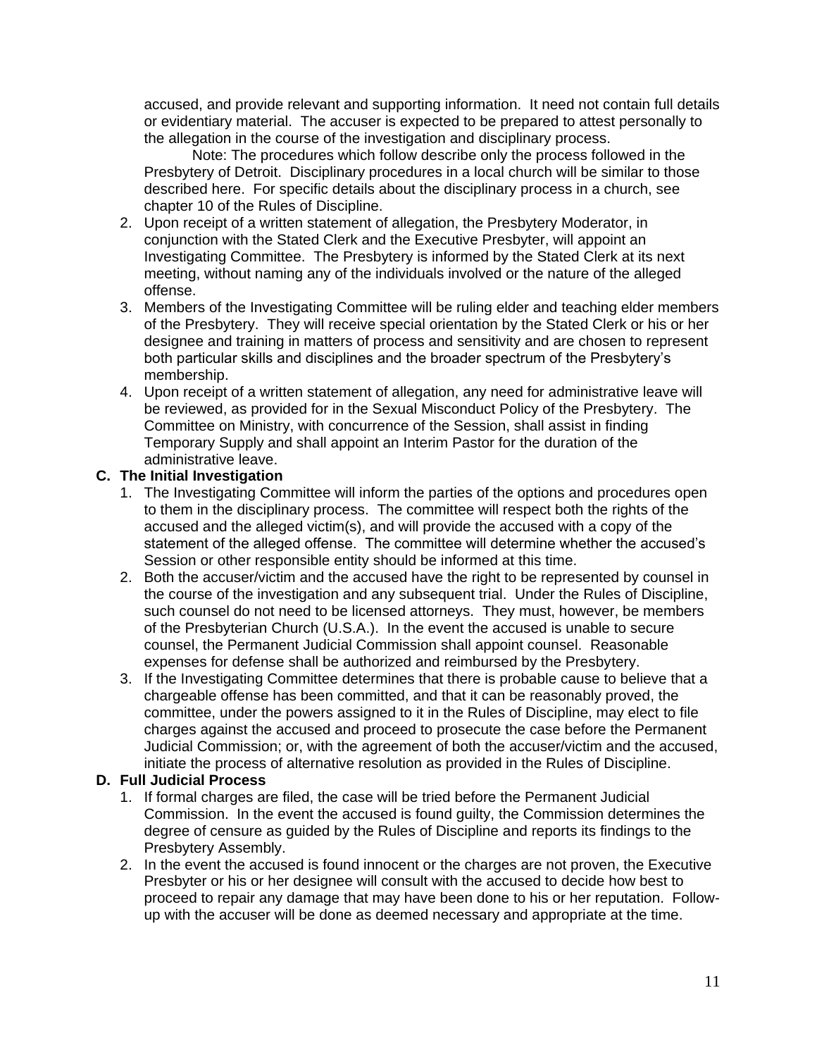accused, and provide relevant and supporting information. It need not contain full details or evidentiary material. The accuser is expected to be prepared to attest personally to the allegation in the course of the investigation and disciplinary process.

Note: The procedures which follow describe only the process followed in the Presbytery of Detroit. Disciplinary procedures in a local church will be similar to those described here. For specific details about the disciplinary process in a church, see chapter 10 of the Rules of Discipline.

2. Upon receipt of a written statement of allegation, the Presbytery Moderator, in conjunction with the Stated Clerk and the Executive Presbyter, will appoint an Investigating Committee. The Presbytery is informed by the Stated Clerk at its next meeting, without naming any of the individuals involved or the nature of the alleged offense.
3. Members of the Investigating Committee will be ruling elder and teaching elder members of the Presbytery. They will receive special orientation by the Stated Clerk or his or her designee and training in matters of process and sensitivity and are chosen to represent both particular skills and disciplines and the broader spectrum of the Presbytery's membership.
4. Upon receipt of a written statement of allegation, any need for administrative leave will be reviewed, as provided for in the Sexual Misconduct Policy of the Presbytery. The Committee on Ministry, with concurrence of the Session, shall assist in finding Temporary Supply and shall appoint an Interim Pastor for the duration of the administrative leave.

**C. The Initial Investigation**

1. The Investigating Committee will inform the parties of the options and procedures open to them in the disciplinary process. The committee will respect both the rights of the accused and the alleged victim(s), and will provide the accused with a copy of the statement of the alleged offense. The committee will determine whether the accused's Session or other responsible entity should be informed at this time.
2. Both the accuser/victim and the accused have the right to be represented by counsel in the course of the investigation and any subsequent trial. Under the Rules of Discipline, such counsel do not need to be licensed attorneys. They must, however, be members of the Presbyterian Church (U.S.A.). In the event the accused is unable to secure counsel, the Permanent Judicial Commission shall appoint counsel. Reasonable expenses for defense shall be authorized and reimbursed by the Presbytery.
3. If the Investigating Committee determines that there is probable cause to believe that a chargeable offense has been committed, and that it can be reasonably proved, the committee, under the powers assigned to it in the Rules of Discipline, may elect to file charges against the accused and proceed to prosecute the case before the Permanent Judicial Commission; or, with the agreement of both the accuser/victim and the accused, initiate the process of alternative resolution as provided in the Rules of Discipline.

**D. Full Judicial Process**

1. If formal charges are filed, the case will be tried before the Permanent Judicial Commission. In the event the accused is found guilty, the Commission determines the degree of censure as guided by the Rules of Discipline and reports its findings to the Presbytery Assembly.
2. In the event the accused is found innocent or the charges are not proven, the Executive Presbyter or his or her designee will consult with the accused to decide how best to proceed to repair any damage that may have been done to his or her reputation. Follow-up with the accuser will be done as deemed necessary and appropriate at the time.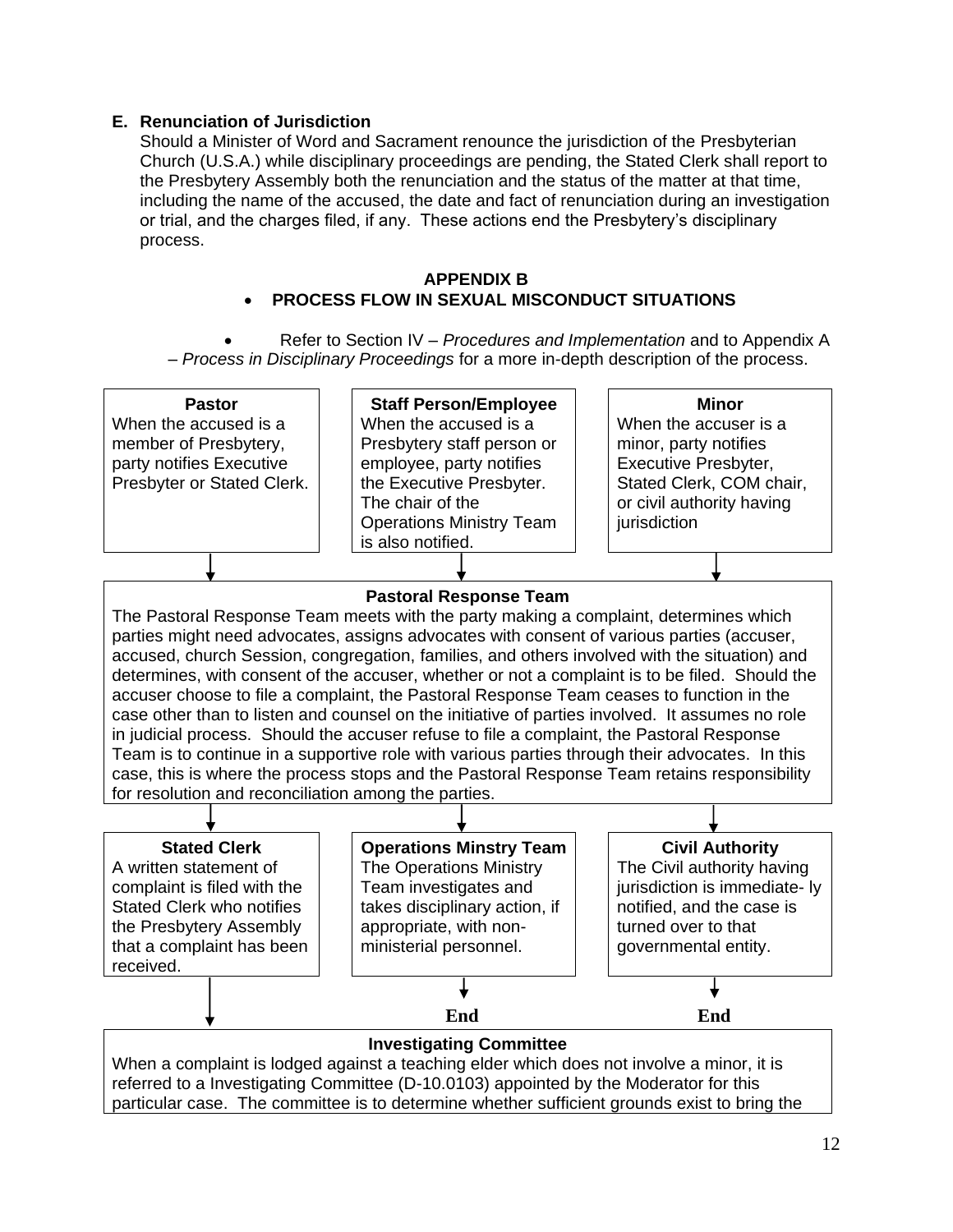**E. Renunciation of Jurisdiction**

Should a Minister of Word and Sacrament renounce the jurisdiction of the Presbyterian Church (U.S.A.) while disciplinary proceedings are pending, the Stated Clerk shall report to the Presbytery Assembly both the renunciation and the status of the matter at that time, including the name of the accused, the date and fact of renunciation during an investigation or trial, and the charges filed, if any. These actions end the Presbytery's disciplinary process.

## APPENDIX B

- **PROCESS FLOW IN SEXUAL MISCONDUCT SITUATIONS**

- Refer to Section IV – *Procedures and Implementation* and to Appendix A – *Process in Disciplinary Proceedings* for a more in-depth description of the process.

**Pastor**
When the accused is a member of Presbytery, party notifies Executive Presbyter or Stated Clerk.

**Staff Person/Employee**
When the accused is a Presbytery staff person or employee, party notifies the Executive Presbyter. The chair of the Operations Ministry Team is also notified.

**Minor**
When the accuser is a minor, party notifies Executive Presbyter, Stated Clerk, COM chair, or civil authority having jurisdiction

↓

**Pastoral Response Team**
The Pastoral Response Team meets with the party making a complaint, determines which parties might need advocates, assigns advocates with consent of various parties (accuser, accused, church Session, congregation, families, and others involved with the situation) and determines, with consent of the accuser, whether or not a complaint is to be filed. Should the accuser choose to file a complaint, the Pastoral Response Team ceases to function in the case other than to listen and counsel on the initiative of parties involved. It assumes no role in judicial process. Should the accuser refuse to file a complaint, the Pastoral Response Team is to continue in a supportive role with various parties through their advocates. In this case, this is where the process stops and the Pastoral Response Team retains responsibility for resolution and reconciliation among the parties.

↓

**Stated Clerk**
A written statement of complaint is filed with the Stated Clerk who notifies the Presbytery Assembly that a complaint has been received.

**Operations Minstry Team**
The Operations Ministry Team investigates and takes disciplinary action, if appropriate, with non-ministerial personnel.
↓
**End**

**Civil Authority**
The Civil authority having jurisdiction is immediate- ly notified, and the case is turned over to that governmental entity.
↓
**End**

↓

**Investigating Committee**
When a complaint is lodged against a teaching elder which does not involve a minor, it is referred to a Investigating Committee (D-10.0103) appointed by the Moderator for this particular case. The committee is to determine whether sufficient grounds exist to bring the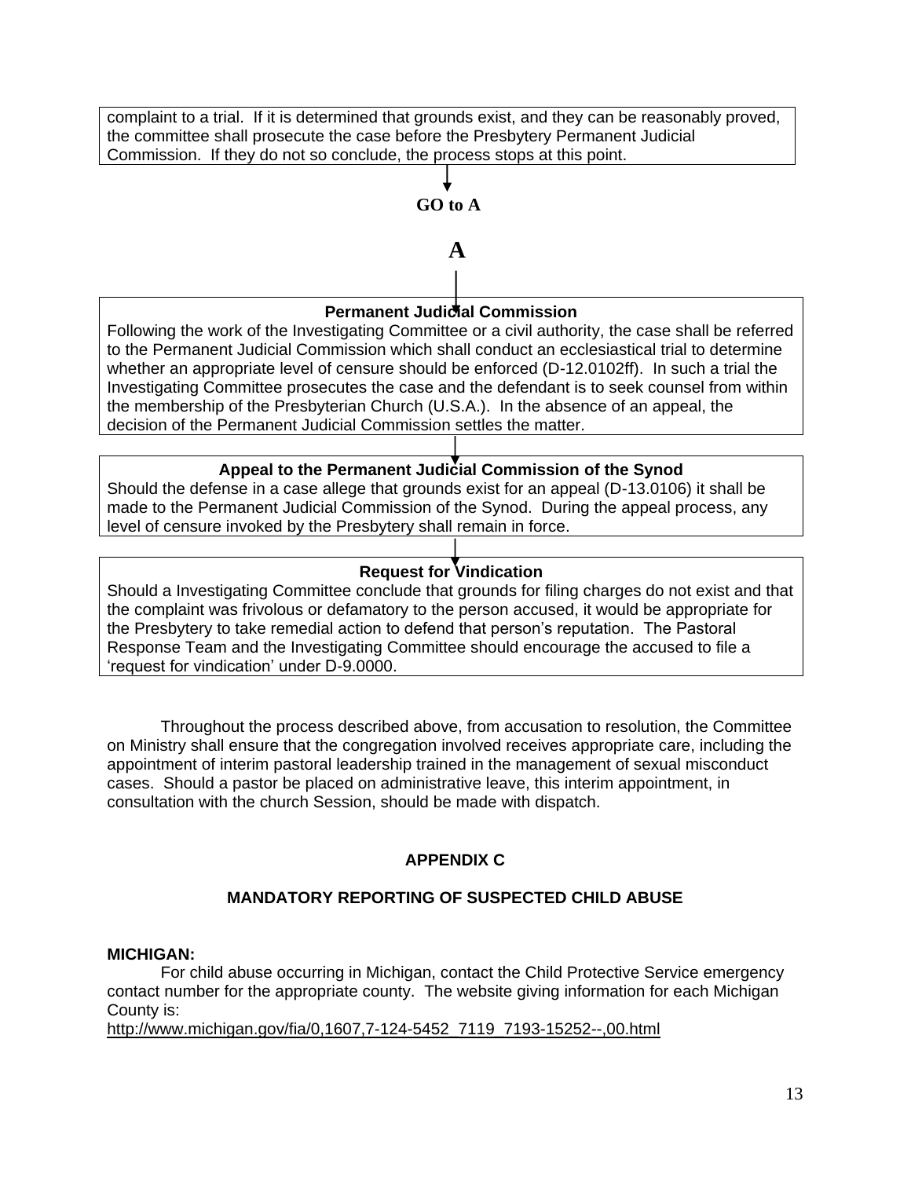complaint to a trial. If it is determined that grounds exist, and they can be reasonably proved, the committee shall prosecute the case before the Presbytery Permanent Judicial Commission. If they do not so conclude, the process stops at this point.

↓

**GO to A**

**A**

↓

**Permanent Judicial Commission**

Following the work of the Investigating Committee or a civil authority, the case shall be referred to the Permanent Judicial Commission which shall conduct an ecclesiastical trial to determine whether an appropriate level of censure should be enforced (D-12.0102ff). In such a trial the Investigating Committee prosecutes the case and the defendant is to seek counsel from within the membership of the Presbyterian Church (U.S.A.). In the absence of an appeal, the decision of the Permanent Judicial Commission settles the matter.

↓

**Appeal to the Permanent Judicial Commission of the Synod**

Should the defense in a case allege that grounds exist for an appeal (D-13.0106) it shall be made to the Permanent Judicial Commission of the Synod. During the appeal process, any level of censure invoked by the Presbytery shall remain in force.

↓

**Request for Vindication**

Should a Investigating Committee conclude that grounds for filing charges do not exist and that the complaint was frivolous or defamatory to the person accused, it would be appropriate for the Presbytery to take remedial action to defend that person's reputation. The Pastoral Response Team and the Investigating Committee should encourage the accused to file a 'request for vindication' under D-9.0000.

Throughout the process described above, from accusation to resolution, the Committee on Ministry shall ensure that the congregation involved receives appropriate care, including the appointment of interim pastoral leadership trained in the management of sexual misconduct cases. Should a pastor be placed on administrative leave, this interim appointment, in consultation with the church Session, should be made with dispatch.

## APPENDIX C

## MANDATORY REPORTING OF SUSPECTED CHILD ABUSE

**MICHIGAN:**

For child abuse occurring in Michigan, contact the Child Protective Service emergency contact number for the appropriate county. The website giving information for each Michigan County is:

http://www.michigan.gov/fia/0,1607,7-124-5452_7119_7193-15252--,00.html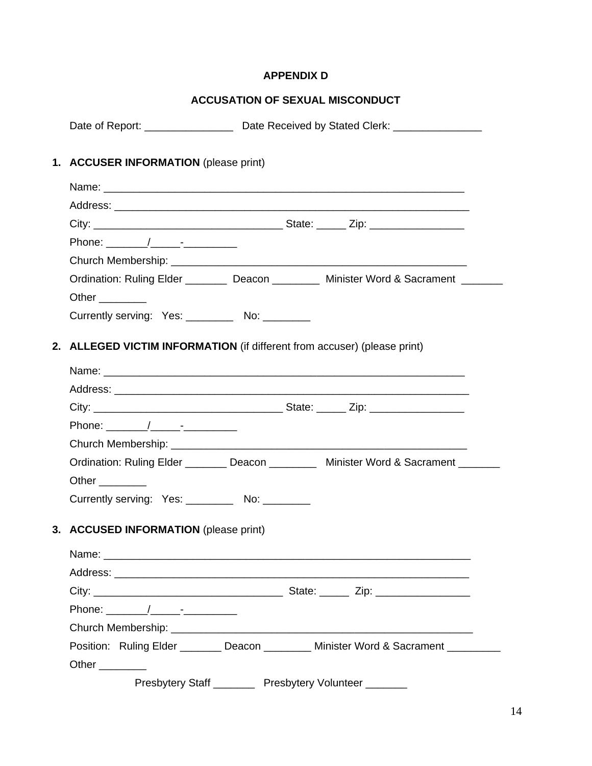# APPENDIX D

## ACCUSATION OF SEXUAL MISCONDUCT

Date of Report: _______________ Date Received by Stated Clerk: _______________

1. **ACCUSER INFORMATION** (please print)

   Name: ______________________________________________________________

   Address: ____________________________________________________________

   City: ________________________________ State: _____ Zip: ________________

   Phone: _______/_____-_________

   Church Membership: ___________________________________________________

   Ordination: Ruling Elder _______ Deacon ________ Minister Word & Sacrament _______

   Other ________

   Currently serving: Yes: ________ No: ________

2. **ALLEGED VICTIM INFORMATION** (if different from accuser) (please print)

   Name: ______________________________________________________________

   Address: ____________________________________________________________

   City: ________________________________ State: _____ Zip: ________________

   Phone: _______/_____-_________

   Church Membership: ___________________________________________________

   Ordination: Ruling Elder _______ Deacon ________ Minister Word & Sacrament _______

   Other ________

   Currently serving: Yes: ________ No: ________

3. **ACCUSED INFORMATION** (please print)

   Name: ______________________________________________________________

   Address: ____________________________________________________________

   City: ________________________________ State: _____ Zip: ________________

   Phone: _______/_____-_________

   Church Membership: ____________________________________________________

   Position: Ruling Elder _______ Deacon ________ Minister Word & Sacrament _________

   Other ________

   Presbytery Staff _______ Presbytery Volunteer _______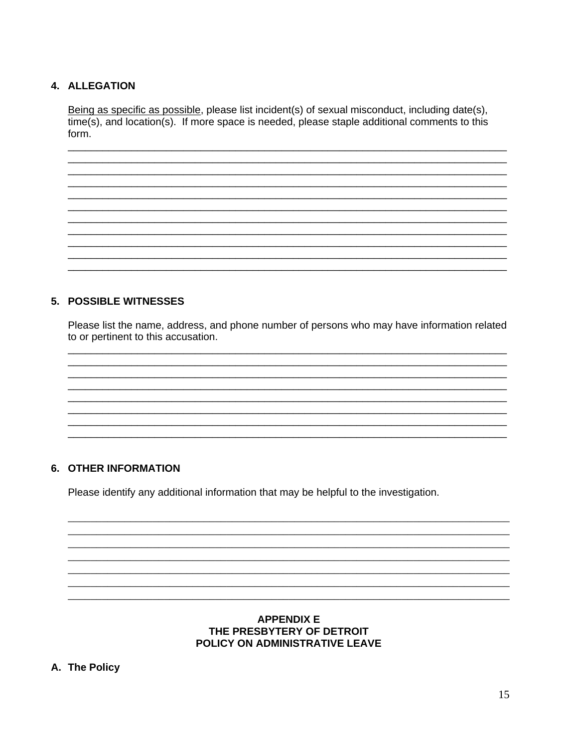## 4. ALLEGATION

Being as specific as possible, please list incident(s) of sexual misconduct, including date(s), time(s), and location(s). If more space is needed, please staple additional comments to this form.

\_\_\_\_\_\_\_\_\_\_\_\_\_\_\_\_\_\_\_\_\_\_\_\_\_\_\_\_\_\_\_\_\_\_\_\_\_\_\_\_\_\_\_\_\_\_\_\_\_\_\_\_\_\_\_\_\_\_\_\_\_\_\_\_\_\_\_\_\_\_\_\_
\_\_\_\_\_\_\_\_\_\_\_\_\_\_\_\_\_\_\_\_\_\_\_\_\_\_\_\_\_\_\_\_\_\_\_\_\_\_\_\_\_\_\_\_\_\_\_\_\_\_\_\_\_\_\_\_\_\_\_\_\_\_\_\_\_\_\_\_\_\_\_\_
\_\_\_\_\_\_\_\_\_\_\_\_\_\_\_\_\_\_\_\_\_\_\_\_\_\_\_\_\_\_\_\_\_\_\_\_\_\_\_\_\_\_\_\_\_\_\_\_\_\_\_\_\_\_\_\_\_\_\_\_\_\_\_\_\_\_\_\_\_\_\_\_
\_\_\_\_\_\_\_\_\_\_\_\_\_\_\_\_\_\_\_\_\_\_\_\_\_\_\_\_\_\_\_\_\_\_\_\_\_\_\_\_\_\_\_\_\_\_\_\_\_\_\_\_\_\_\_\_\_\_\_\_\_\_\_\_\_\_\_\_\_\_\_\_
\_\_\_\_\_\_\_\_\_\_\_\_\_\_\_\_\_\_\_\_\_\_\_\_\_\_\_\_\_\_\_\_\_\_\_\_\_\_\_\_\_\_\_\_\_\_\_\_\_\_\_\_\_\_\_\_\_\_\_\_\_\_\_\_\_\_\_\_\_\_\_\_
\_\_\_\_\_\_\_\_\_\_\_\_\_\_\_\_\_\_\_\_\_\_\_\_\_\_\_\_\_\_\_\_\_\_\_\_\_\_\_\_\_\_\_\_\_\_\_\_\_\_\_\_\_\_\_\_\_\_\_\_\_\_\_\_\_\_\_\_\_\_\_\_
\_\_\_\_\_\_\_\_\_\_\_\_\_\_\_\_\_\_\_\_\_\_\_\_\_\_\_\_\_\_\_\_\_\_\_\_\_\_\_\_\_\_\_\_\_\_\_\_\_\_\_\_\_\_\_\_\_\_\_\_\_\_\_\_\_\_\_\_\_\_\_\_
\_\_\_\_\_\_\_\_\_\_\_\_\_\_\_\_\_\_\_\_\_\_\_\_\_\_\_\_\_\_\_\_\_\_\_\_\_\_\_\_\_\_\_\_\_\_\_\_\_\_\_\_\_\_\_\_\_\_\_\_\_\_\_\_\_\_\_\_\_\_\_\_
\_\_\_\_\_\_\_\_\_\_\_\_\_\_\_\_\_\_\_\_\_\_\_\_\_\_\_\_\_\_\_\_\_\_\_\_\_\_\_\_\_\_\_\_\_\_\_\_\_\_\_\_\_\_\_\_\_\_\_\_\_\_\_\_\_\_\_\_\_\_\_\_
\_\_\_\_\_\_\_\_\_\_\_\_\_\_\_\_\_\_\_\_\_\_\_\_\_\_\_\_\_\_\_\_\_\_\_\_\_\_\_\_\_\_\_\_\_\_\_\_\_\_\_\_\_\_\_\_\_\_\_\_\_\_\_\_\_\_\_\_\_\_\_\_
\_\_\_\_\_\_\_\_\_\_\_\_\_\_\_\_\_\_\_\_\_\_\_\_\_\_\_\_\_\_\_\_\_\_\_\_\_\_\_\_\_\_\_\_\_\_\_\_\_\_\_\_\_\_\_\_\_\_\_\_\_\_\_\_\_\_\_\_\_\_\_\_

## 5. POSSIBLE WITNESSES

Please list the name, address, and phone number of persons who may have information related to or pertinent to this accusation.

\_\_\_\_\_\_\_\_\_\_\_\_\_\_\_\_\_\_\_\_\_\_\_\_\_\_\_\_\_\_\_\_\_\_\_\_\_\_\_\_\_\_\_\_\_\_\_\_\_\_\_\_\_\_\_\_\_\_\_\_\_\_\_\_\_\_\_\_\_\_\_\_
\_\_\_\_\_\_\_\_\_\_\_\_\_\_\_\_\_\_\_\_\_\_\_\_\_\_\_\_\_\_\_\_\_\_\_\_\_\_\_\_\_\_\_\_\_\_\_\_\_\_\_\_\_\_\_\_\_\_\_\_\_\_\_\_\_\_\_\_\_\_\_\_
\_\_\_\_\_\_\_\_\_\_\_\_\_\_\_\_\_\_\_\_\_\_\_\_\_\_\_\_\_\_\_\_\_\_\_\_\_\_\_\_\_\_\_\_\_\_\_\_\_\_\_\_\_\_\_\_\_\_\_\_\_\_\_\_\_\_\_\_\_\_\_\_
\_\_\_\_\_\_\_\_\_\_\_\_\_\_\_\_\_\_\_\_\_\_\_\_\_\_\_\_\_\_\_\_\_\_\_\_\_\_\_\_\_\_\_\_\_\_\_\_\_\_\_\_\_\_\_\_\_\_\_\_\_\_\_\_\_\_\_\_\_\_\_\_
\_\_\_\_\_\_\_\_\_\_\_\_\_\_\_\_\_\_\_\_\_\_\_\_\_\_\_\_\_\_\_\_\_\_\_\_\_\_\_\_\_\_\_\_\_\_\_\_\_\_\_\_\_\_\_\_\_\_\_\_\_\_\_\_\_\_\_\_\_\_\_\_
\_\_\_\_\_\_\_\_\_\_\_\_\_\_\_\_\_\_\_\_\_\_\_\_\_\_\_\_\_\_\_\_\_\_\_\_\_\_\_\_\_\_\_\_\_\_\_\_\_\_\_\_\_\_\_\_\_\_\_\_\_\_\_\_\_\_\_\_\_\_\_\_
\_\_\_\_\_\_\_\_\_\_\_\_\_\_\_\_\_\_\_\_\_\_\_\_\_\_\_\_\_\_\_\_\_\_\_\_\_\_\_\_\_\_\_\_\_\_\_\_\_\_\_\_\_\_\_\_\_\_\_\_\_\_\_\_\_\_\_\_\_\_\_\_
\_\_\_\_\_\_\_\_\_\_\_\_\_\_\_\_\_\_\_\_\_\_\_\_\_\_\_\_\_\_\_\_\_\_\_\_\_\_\_\_\_\_\_\_\_\_\_\_\_\_\_\_\_\_\_\_\_\_\_\_\_\_\_\_\_\_\_\_\_\_\_\_

## 6. OTHER INFORMATION

Please identify any additional information that may be helpful to the investigation.

\_\_\_\_\_\_\_\_\_\_\_\_\_\_\_\_\_\_\_\_\_\_\_\_\_\_\_\_\_\_\_\_\_\_\_\_\_\_\_\_\_\_\_\_\_\_\_\_\_\_\_\_\_\_\_\_\_\_\_\_\_\_\_\_\_\_\_\_\_\_\_\_
\_\_\_\_\_\_\_\_\_\_\_\_\_\_\_\_\_\_\_\_\_\_\_\_\_\_\_\_\_\_\_\_\_\_\_\_\_\_\_\_\_\_\_\_\_\_\_\_\_\_\_\_\_\_\_\_\_\_\_\_\_\_\_\_\_\_\_\_\_\_\_\_
\_\_\_\_\_\_\_\_\_\_\_\_\_\_\_\_\_\_\_\_\_\_\_\_\_\_\_\_\_\_\_\_\_\_\_\_\_\_\_\_\_\_\_\_\_\_\_\_\_\_\_\_\_\_\_\_\_\_\_\_\_\_\_\_\_\_\_\_\_\_\_\_
\_\_\_\_\_\_\_\_\_\_\_\_\_\_\_\_\_\_\_\_\_\_\_\_\_\_\_\_\_\_\_\_\_\_\_\_\_\_\_\_\_\_\_\_\_\_\_\_\_\_\_\_\_\_\_\_\_\_\_\_\_\_\_\_\_\_\_\_\_\_\_\_
\_\_\_\_\_\_\_\_\_\_\_\_\_\_\_\_\_\_\_\_\_\_\_\_\_\_\_\_\_\_\_\_\_\_\_\_\_\_\_\_\_\_\_\_\_\_\_\_\_\_\_\_\_\_\_\_\_\_\_\_\_\_\_\_\_\_\_\_\_\_\_\_
\_\_\_\_\_\_\_\_\_\_\_\_\_\_\_\_\_\_\_\_\_\_\_\_\_\_\_\_\_\_\_\_\_\_\_\_\_\_\_\_\_\_\_\_\_\_\_\_\_\_\_\_\_\_\_\_\_\_\_\_\_\_\_\_\_\_\_\_\_\_\_\_
\_\_\_\_\_\_\_\_\_\_\_\_\_\_\_\_\_\_\_\_\_\_\_\_\_\_\_\_\_\_\_\_\_\_\_\_\_\_\_\_\_\_\_\_\_\_\_\_\_\_\_\_\_\_\_\_\_\_\_\_\_\_\_\_\_\_\_\_\_\_\_\_

# APPENDIX E
# THE PRESBYTERY OF DETROIT
# POLICY ON ADMINISTRATIVE LEAVE

## A. The Policy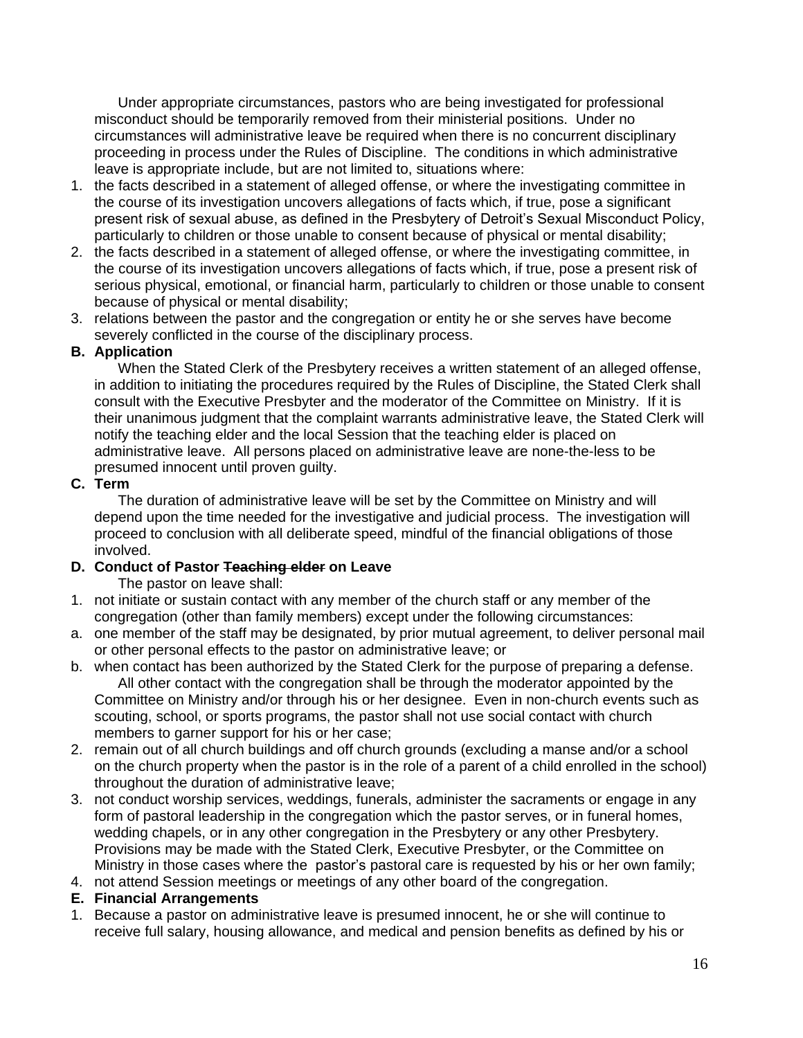Under appropriate circumstances, pastors who are being investigated for professional misconduct should be temporarily removed from their ministerial positions. Under no circumstances will administrative leave be required when there is no concurrent disciplinary proceeding in process under the Rules of Discipline. The conditions in which administrative leave is appropriate include, but are not limited to, situations where:

1. the facts described in a statement of alleged offense, or where the investigating committee in the course of its investigation uncovers allegations of facts which, if true, pose a significant present risk of sexual abuse, as defined in the Presbytery of Detroit's Sexual Misconduct Policy, particularly to children or those unable to consent because of physical or mental disability;
2. the facts described in a statement of alleged offense, or where the investigating committee, in the course of its investigation uncovers allegations of facts which, if true, pose a present risk of serious physical, emotional, or financial harm, particularly to children or those unable to consent because of physical or mental disability;
3. relations between the pastor and the congregation or entity he or she serves have become severely conflicted in the course of the disciplinary process.

**B. Application**

When the Stated Clerk of the Presbytery receives a written statement of an alleged offense, in addition to initiating the procedures required by the Rules of Discipline, the Stated Clerk shall consult with the Executive Presbyter and the moderator of the Committee on Ministry. If it is their unanimous judgment that the complaint warrants administrative leave, the Stated Clerk will notify the teaching elder and the local Session that the teaching elder is placed on administrative leave. All persons placed on administrative leave are none-the-less to be presumed innocent until proven guilty.

**C. Term**

The duration of administrative leave will be set by the Committee on Ministry and will depend upon the time needed for the investigative and judicial process. The investigation will proceed to conclusion with all deliberate speed, mindful of the financial obligations of those involved.

**D. Conduct of Pastor ~~Teaching elder~~ on Leave**

The pastor on leave shall:

1. not initiate or sustain contact with any member of the church staff or any member of the congregation (other than family members) except under the following circumstances:
   a. one member of the staff may be designated, by prior mutual agreement, to deliver personal mail or other personal effects to the pastor on administrative leave; or
   b. when contact has been authorized by the Stated Clerk for the purpose of preparing a defense.

   All other contact with the congregation shall be through the moderator appointed by the Committee on Ministry and/or through his or her designee. Even in non-church events such as scouting, school, or sports programs, the pastor shall not use social contact with church members to garner support for his or her case;
2. remain out of all church buildings and off church grounds (excluding a manse and/or a school on the church property when the pastor is in the role of a parent of a child enrolled in the school) throughout the duration of administrative leave;
3. not conduct worship services, weddings, funerals, administer the sacraments or engage in any form of pastoral leadership in the congregation which the pastor serves, or in funeral homes, wedding chapels, or in any other congregation in the Presbytery or any other Presbytery. Provisions may be made with the Stated Clerk, Executive Presbyter, or the Committee on Ministry in those cases where the pastor's pastoral care is requested by his or her own family;
4. not attend Session meetings or meetings of any other board of the congregation.

**E. Financial Arrangements**

1. Because a pastor on administrative leave is presumed innocent, he or she will continue to receive full salary, housing allowance, and medical and pension benefits as defined by his or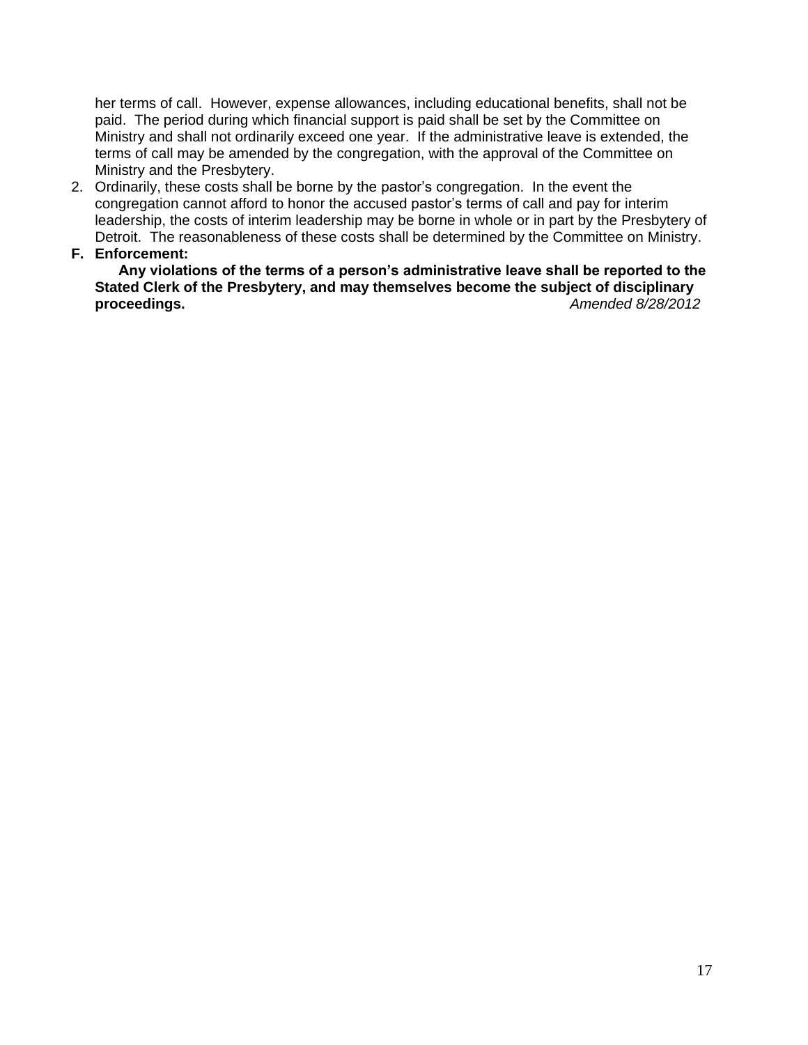her terms of call. However, expense allowances, including educational benefits, shall not be paid. The period during which financial support is paid shall be set by the Committee on Ministry and shall not ordinarily exceed one year. If the administrative leave is extended, the terms of call may be amended by the congregation, with the approval of the Committee on Ministry and the Presbytery.

2. Ordinarily, these costs shall be borne by the pastor's congregation. In the event the congregation cannot afford to honor the accused pastor's terms of call and pay for interim leadership, the costs of interim leadership may be borne in whole or in part by the Presbytery of Detroit. The reasonableness of these costs shall be determined by the Committee on Ministry.

**F. Enforcement:**

**Any violations of the terms of a person's administrative leave shall be reported to the Stated Clerk of the Presbytery, and may themselves become the subject of disciplinary proceedings.** *Amended 8/28/2012*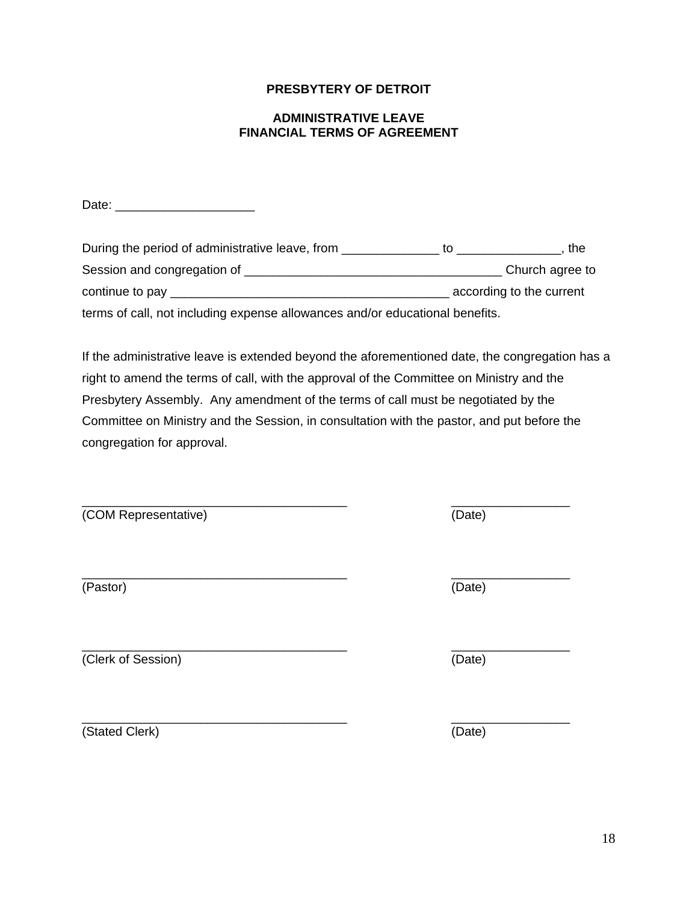**PRESBYTERY OF DETROIT**

**ADMINISTRATIVE LEAVE**
**FINANCIAL TERMS OF AGREEMENT**

Date: ____________________

During the period of administrative leave, from ______________ to _______________, the Session and congregation of _____________________________________ Church agree to continue to pay ________________________________________ according to the current terms of call, not including expense allowances and/or educational benefits.

If the administrative leave is extended beyond the aforementioned date, the congregation has a right to amend the terms of call, with the approval of the Committee on Ministry and the Presbytery Assembly. Any amendment of the terms of call must be negotiated by the Committee on Ministry and the Session, in consultation with the pastor, and put before the congregation for approval.

______________________________________ _________________
(COM Representative) (Date)

______________________________________ _________________
(Pastor) (Date)

______________________________________ _________________
(Clerk of Session) (Date)

______________________________________ _________________
(Stated Clerk) (Date)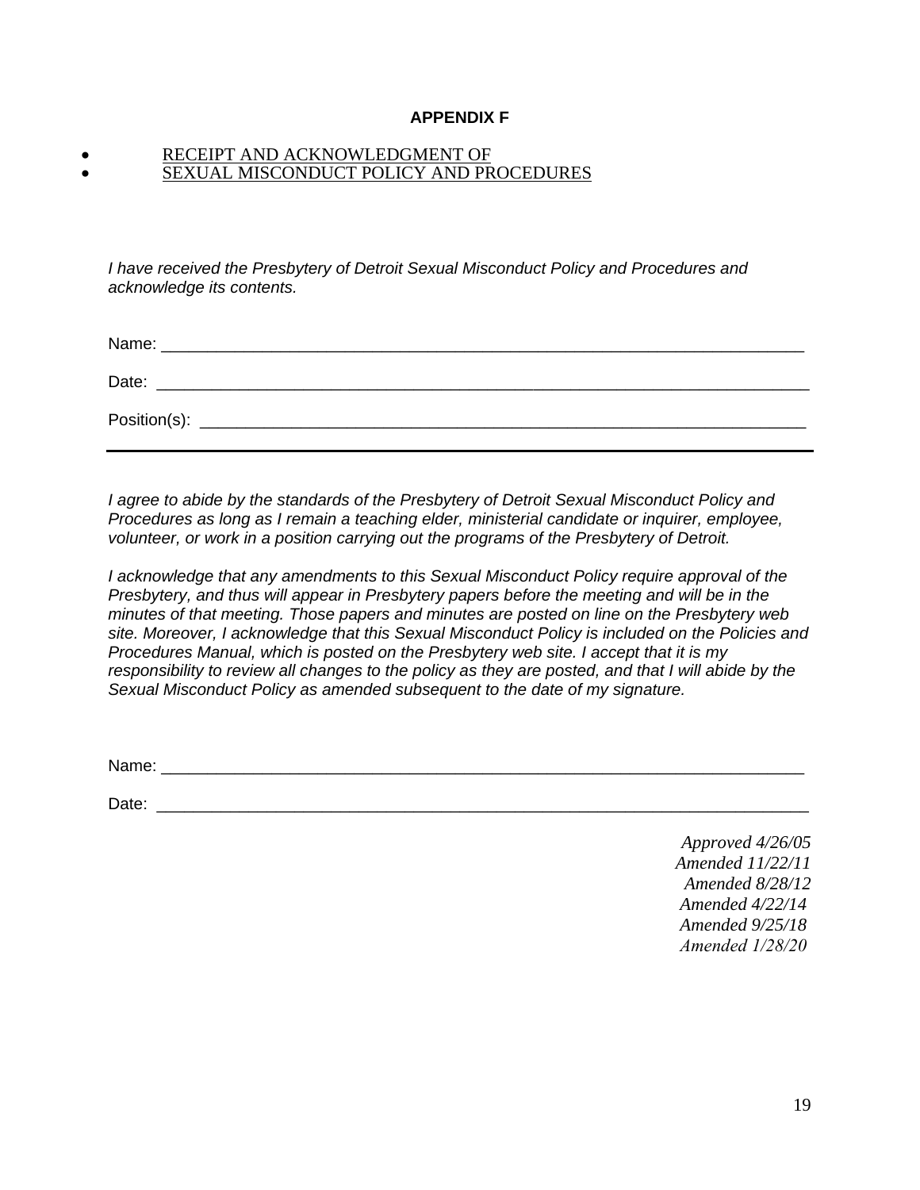**APPENDIX F**

- RECEIPT AND ACKNOWLEDGMENT OF
- SEXUAL MISCONDUCT POLICY AND PROCEDURES

*I have received the Presbytery of Detroit Sexual Misconduct Policy and Procedures and acknowledge its contents.*

Name: ___________________________________________________________________________

Date: ___________________________________________________________________________

Position(s): ______________________________________________________________________

---

*I agree to abide by the standards of the Presbytery of Detroit Sexual Misconduct Policy and Procedures as long as I remain a teaching elder, ministerial candidate or inquirer, employee, volunteer, or work in a position carrying out the programs of the Presbytery of Detroit.*

*I acknowledge that any amendments to this Sexual Misconduct Policy require approval of the Presbytery, and thus will appear in Presbytery papers before the meeting and will be in the minutes of that meeting. Those papers and minutes are posted on line on the Presbytery web site. Moreover, I acknowledge that this Sexual Misconduct Policy is included on the Policies and Procedures Manual, which is posted on the Presbytery web site. I accept that it is my responsibility to review all changes to the policy as they are posted, and that I will abide by the Sexual Misconduct Policy as amended subsequent to the date of my signature.*

Name: ___________________________________________________________________________

Date: ___________________________________________________________________________

*Approved 4/26/05*
*Amended 11/22/11*
*Amended 8/28/12*
*Amended 4/22/14*
*Amended 9/25/18*
*Amended 1/28/20*